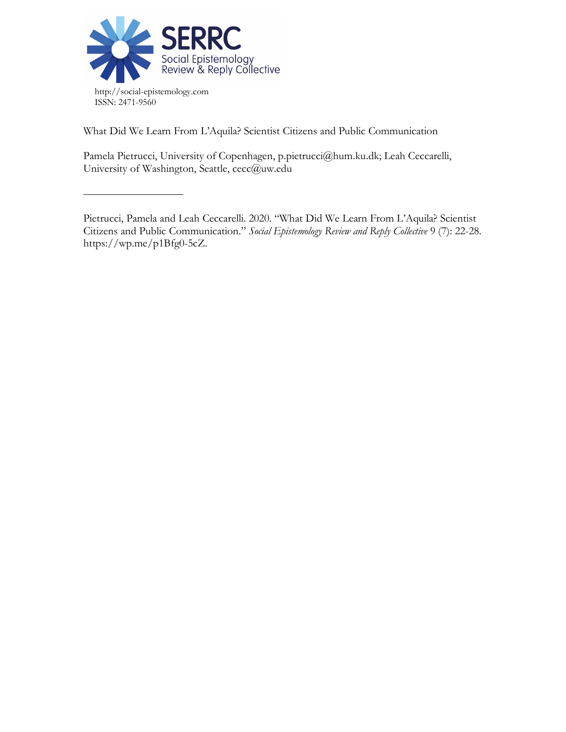SERRC
Social Epistemology
Review & Reply Collective

http://social-epistemology.com
ISSN: 2471-9560

What Did We Learn From L'Aquila? Scientist Citizens and Public Communication

Pamela Pietrucci, University of Copenhagen, p.pietrucci@hum.ku.dk; Leah Ceccarelli, University of Washington, Seattle, cecc@uw.edu

---

Pietrucci, Pamela and Leah Ceccarelli. 2020. "What Did We Learn From L'Aquila? Scientist Citizens and Public Communication." *Social Epistemology Review and Reply Collective* 9 (7): 22-28. https://wp.me/p1Bfg0-5cZ.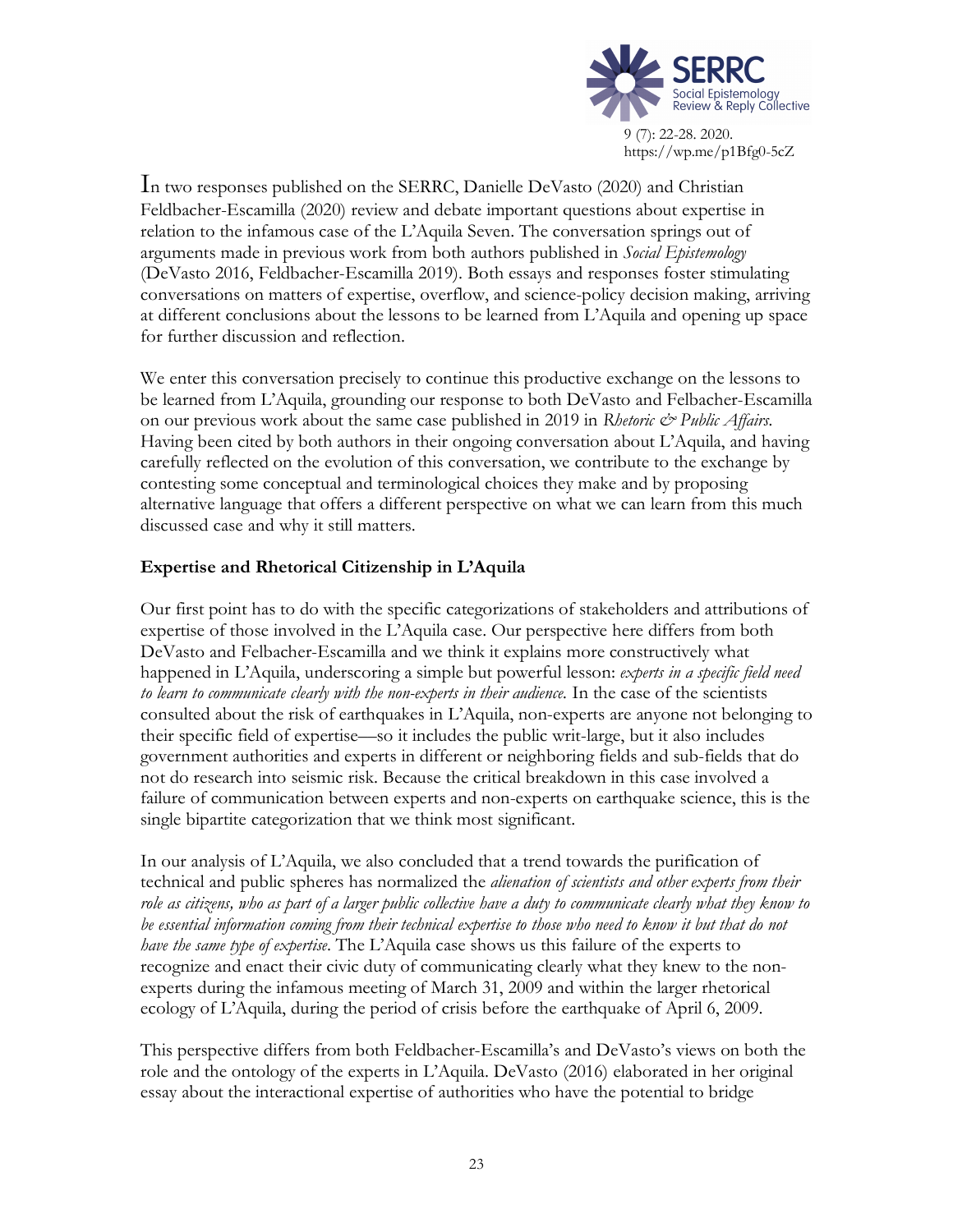In two responses published on the SERRC, Danielle DeVasto (2020) and Christian Feldbacher-Escamilla (2020) review and debate important questions about expertise in relation to the infamous case of the L'Aquila Seven. The conversation springs out of arguments made in previous work from both authors published in *Social Epistemology* (DeVasto 2016, Feldbacher-Escamilla 2019). Both essays and responses foster stimulating conversations on matters of expertise, overflow, and science-policy decision making, arriving at different conclusions about the lessons to be learned from L'Aquila and opening up space for further discussion and reflection.

We enter this conversation precisely to continue this productive exchange on the lessons to be learned from L'Aquila, grounding our response to both DeVasto and Felbacher-Escamilla on our previous work about the same case published in 2019 in *Rhetoric & Public Affairs*. Having been cited by both authors in their ongoing conversation about L'Aquila, and having carefully reflected on the evolution of this conversation, we contribute to the exchange by contesting some conceptual and terminological choices they make and by proposing alternative language that offers a different perspective on what we can learn from this much discussed case and why it still matters.

**Expertise and Rhetorical Citizenship in L'Aquila**

Our first point has to do with the specific categorizations of stakeholders and attributions of expertise of those involved in the L'Aquila case. Our perspective here differs from both DeVasto and Felbacher-Escamilla and we think it explains more constructively what happened in L'Aquila, underscoring a simple but powerful lesson: *experts in a specific field need to learn to communicate clearly with the non-experts in their audience.* In the case of the scientists consulted about the risk of earthquakes in L'Aquila, non-experts are anyone not belonging to their specific field of expertise—so it includes the public writ-large, but it also includes government authorities and experts in different or neighboring fields and sub-fields that do not do research into seismic risk. Because the critical breakdown in this case involved a failure of communication between experts and non-experts on earthquake science, this is the single bipartite categorization that we think most significant.

In our analysis of L'Aquila, we also concluded that a trend towards the purification of technical and public spheres has normalized the *alienation of scientists and other experts from their role as citizens, who as part of a larger public collective have a duty to communicate clearly what they know to be essential information coming from their technical expertise to those who need to know it but that do not have the same type of expertise*. The L'Aquila case shows us this failure of the experts to recognize and enact their civic duty of communicating clearly what they knew to the non-experts during the infamous meeting of March 31, 2009 and within the larger rhetorical ecology of L'Aquila, during the period of crisis before the earthquake of April 6, 2009.

This perspective differs from both Feldbacher-Escamilla's and DeVasto's views on both the role and the ontology of the experts in L'Aquila. DeVasto (2016) elaborated in her original essay about the interactional expertise of authorities who have the potential to bridge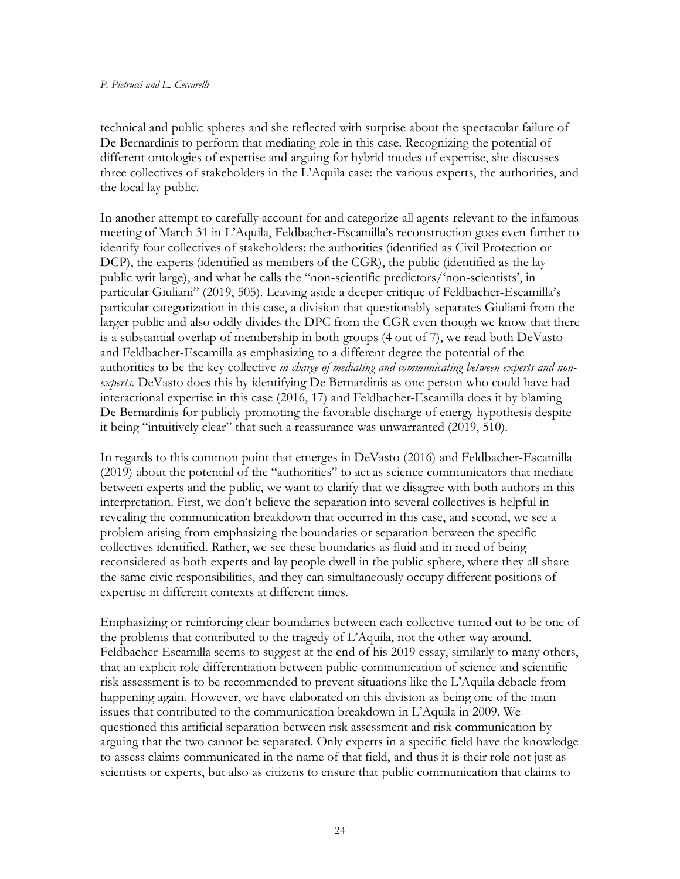technical and public spheres and she reflected with surprise about the spectacular failure of De Bernardinis to perform that mediating role in this case. Recognizing the potential of different ontologies of expertise and arguing for hybrid modes of expertise, she discusses three collectives of stakeholders in the L'Aquila case: the various experts, the authorities, and the local lay public.

In another attempt to carefully account for and categorize all agents relevant to the infamous meeting of March 31 in L'Aquila, Feldbacher-Escamilla's reconstruction goes even further to identify four collectives of stakeholders: the authorities (identified as Civil Protection or DCP), the experts (identified as members of the CGR), the public (identified as the lay public writ large), and what he calls the "non-scientific predictors/'non-scientists', in particular Giuliani" (2019, 505). Leaving aside a deeper critique of Feldbacher-Escamilla's particular categorization in this case, a division that questionably separates Giuliani from the larger public and also oddly divides the DPC from the CGR even though we know that there is a substantial overlap of membership in both groups (4 out of 7), we read both DeVasto and Feldbacher-Escamilla as emphasizing to a different degree the potential of the authorities to be the key collective *in charge of mediating and communicating between experts and non-experts*. DeVasto does this by identifying De Bernardinis as one person who could have had interactional expertise in this case (2016, 17) and Feldbacher-Escamilla does it by blaming De Bernardinis for publicly promoting the favorable discharge of energy hypothesis despite it being "intuitively clear" that such a reassurance was unwarranted (2019, 510).

In regards to this common point that emerges in DeVasto (2016) and Feldbacher-Escamilla (2019) about the potential of the "authorities" to act as science communicators that mediate between experts and the public, we want to clarify that we disagree with both authors in this interpretation. First, we don't believe the separation into several collectives is helpful in revealing the communication breakdown that occurred in this case, and second, we see a problem arising from emphasizing the boundaries or separation between the specific collectives identified. Rather, we see these boundaries as fluid and in need of being reconsidered as both experts and lay people dwell in the public sphere, where they all share the same civic responsibilities, and they can simultaneously occupy different positions of expertise in different contexts at different times.

Emphasizing or reinforcing clear boundaries between each collective turned out to be one of the problems that contributed to the tragedy of L'Aquila, not the other way around. Feldbacher-Escamilla seems to suggest at the end of his 2019 essay, similarly to many others, that an explicit role differentiation between public communication of science and scientific risk assessment is to be recommended to prevent situations like the L'Aquila debacle from happening again. However, we have elaborated on this division as being one of the main issues that contributed to the communication breakdown in L'Aquila in 2009. We questioned this artificial separation between risk assessment and risk communication by arguing that the two cannot be separated. Only experts in a specific field have the knowledge to assess claims communicated in the name of that field, and thus it is their role not just as scientists or experts, but also as citizens to ensure that public communication that claims to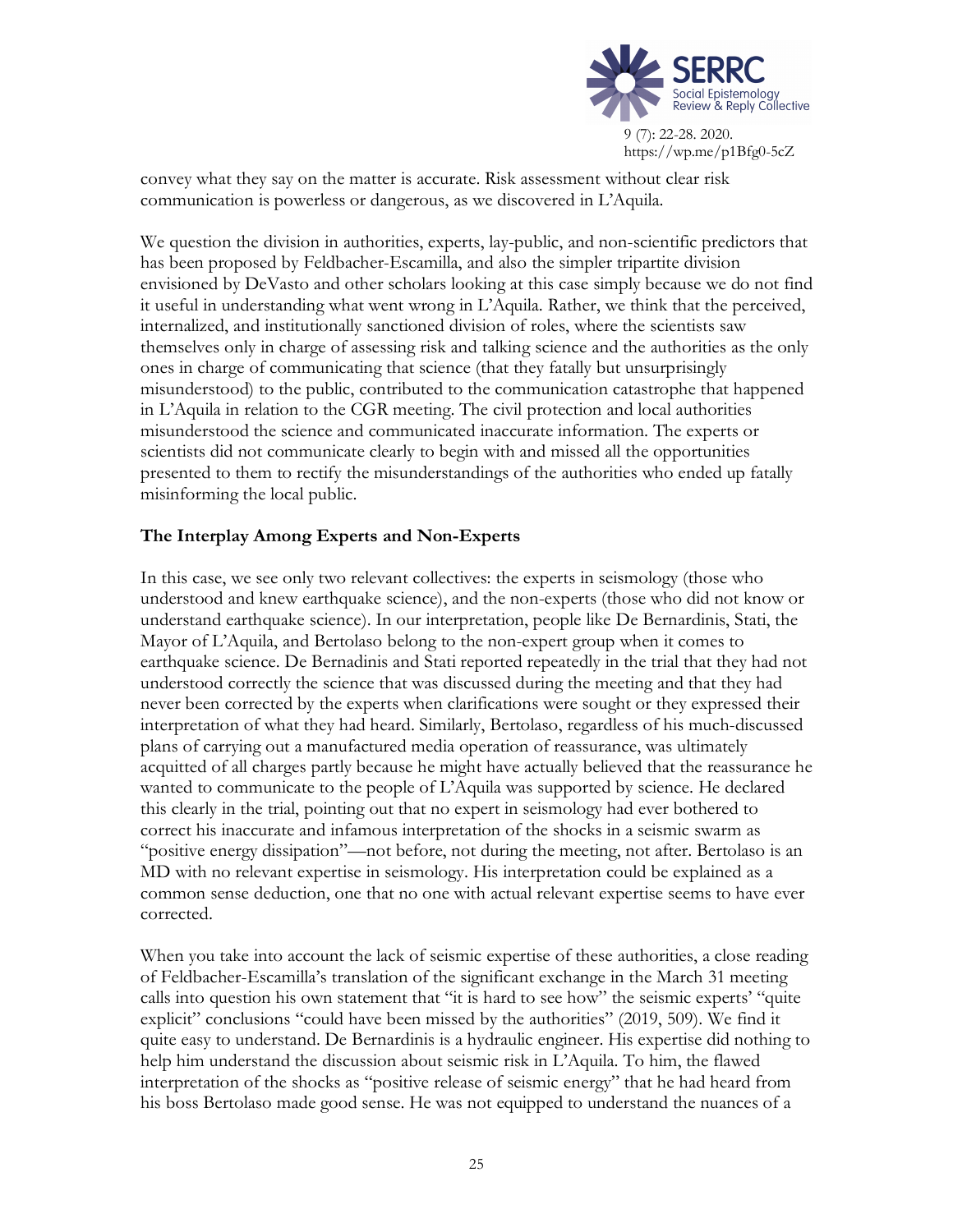convey what they say on the matter is accurate. Risk assessment without clear risk communication is powerless or dangerous, as we discovered in L'Aquila.

We question the division in authorities, experts, lay-public, and non-scientific predictors that has been proposed by Feldbacher-Escamilla, and also the simpler tripartite division envisioned by DeVasto and other scholars looking at this case simply because we do not find it useful in understanding what went wrong in L'Aquila. Rather, we think that the perceived, internalized, and institutionally sanctioned division of roles, where the scientists saw themselves only in charge of assessing risk and talking science and the authorities as the only ones in charge of communicating that science (that they fatally but unsurprisingly misunderstood) to the public, contributed to the communication catastrophe that happened in L'Aquila in relation to the CGR meeting. The civil protection and local authorities misunderstood the science and communicated inaccurate information. The experts or scientists did not communicate clearly to begin with and missed all the opportunities presented to them to rectify the misunderstandings of the authorities who ended up fatally misinforming the local public.

## The Interplay Among Experts and Non-Experts

In this case, we see only two relevant collectives: the experts in seismology (those who understood and knew earthquake science), and the non-experts (those who did not know or understand earthquake science). In our interpretation, people like De Bernardinis, Stati, the Mayor of L'Aquila, and Bertolaso belong to the non-expert group when it comes to earthquake science. De Bernadinis and Stati reported repeatedly in the trial that they had not understood correctly the science that was discussed during the meeting and that they had never been corrected by the experts when clarifications were sought or they expressed their interpretation of what they had heard. Similarly, Bertolaso, regardless of his much-discussed plans of carrying out a manufactured media operation of reassurance, was ultimately acquitted of all charges partly because he might have actually believed that the reassurance he wanted to communicate to the people of L'Aquila was supported by science. He declared this clearly in the trial, pointing out that no expert in seismology had ever bothered to correct his inaccurate and infamous interpretation of the shocks in a seismic swarm as "positive energy dissipation"—not before, not during the meeting, not after. Bertolaso is an MD with no relevant expertise in seismology. His interpretation could be explained as a common sense deduction, one that no one with actual relevant expertise seems to have ever corrected.

When you take into account the lack of seismic expertise of these authorities, a close reading of Feldbacher-Escamilla's translation of the significant exchange in the March 31 meeting calls into question his own statement that "it is hard to see how" the seismic experts' "quite explicit" conclusions "could have been missed by the authorities" (2019, 509). We find it quite easy to understand. De Bernardinis is a hydraulic engineer. His expertise did nothing to help him understand the discussion about seismic risk in L'Aquila. To him, the flawed interpretation of the shocks as "positive release of seismic energy" that he had heard from his boss Bertolaso made good sense. He was not equipped to understand the nuances of a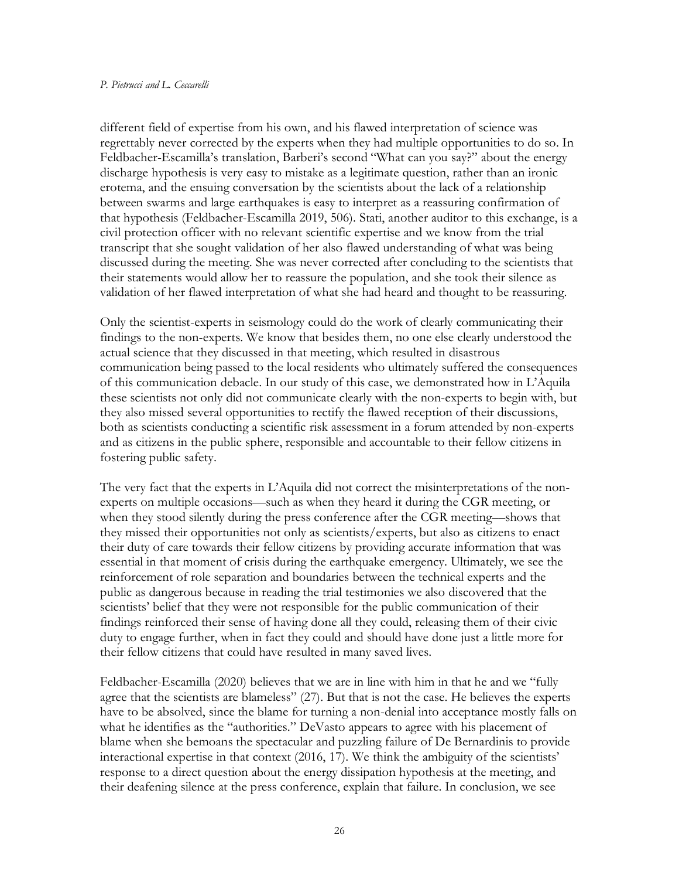different field of expertise from his own, and his flawed interpretation of science was regrettably never corrected by the experts when they had multiple opportunities to do so. In Feldbacher-Escamilla's translation, Barberi's second "What can you say?" about the energy discharge hypothesis is very easy to mistake as a legitimate question, rather than an ironic erotema, and the ensuing conversation by the scientists about the lack of a relationship between swarms and large earthquakes is easy to interpret as a reassuring confirmation of that hypothesis (Feldbacher-Escamilla 2019, 506). Stati, another auditor to this exchange, is a civil protection officer with no relevant scientific expertise and we know from the trial transcript that she sought validation of her also flawed understanding of what was being discussed during the meeting. She was never corrected after concluding to the scientists that their statements would allow her to reassure the population, and she took their silence as validation of her flawed interpretation of what she had heard and thought to be reassuring.

Only the scientist-experts in seismology could do the work of clearly communicating their findings to the non-experts. We know that besides them, no one else clearly understood the actual science that they discussed in that meeting, which resulted in disastrous communication being passed to the local residents who ultimately suffered the consequences of this communication debacle. In our study of this case, we demonstrated how in L'Aquila these scientists not only did not communicate clearly with the non-experts to begin with, but they also missed several opportunities to rectify the flawed reception of their discussions, both as scientists conducting a scientific risk assessment in a forum attended by non-experts and as citizens in the public sphere, responsible and accountable to their fellow citizens in fostering public safety.

The very fact that the experts in L'Aquila did not correct the misinterpretations of the non-experts on multiple occasions—such as when they heard it during the CGR meeting, or when they stood silently during the press conference after the CGR meeting—shows that they missed their opportunities not only as scientists/experts, but also as citizens to enact their duty of care towards their fellow citizens by providing accurate information that was essential in that moment of crisis during the earthquake emergency. Ultimately, we see the reinforcement of role separation and boundaries between the technical experts and the public as dangerous because in reading the trial testimonies we also discovered that the scientists' belief that they were not responsible for the public communication of their findings reinforced their sense of having done all they could, releasing them of their civic duty to engage further, when in fact they could and should have done just a little more for their fellow citizens that could have resulted in many saved lives.

Feldbacher-Escamilla (2020) believes that we are in line with him in that he and we "fully agree that the scientists are blameless" (27). But that is not the case. He believes the experts have to be absolved, since the blame for turning a non-denial into acceptance mostly falls on what he identifies as the "authorities." DeVasto appears to agree with his placement of blame when she bemoans the spectacular and puzzling failure of De Bernardinis to provide interactional expertise in that context (2016, 17). We think the ambiguity of the scientists' response to a direct question about the energy dissipation hypothesis at the meeting, and their deafening silence at the press conference, explain that failure. In conclusion, we see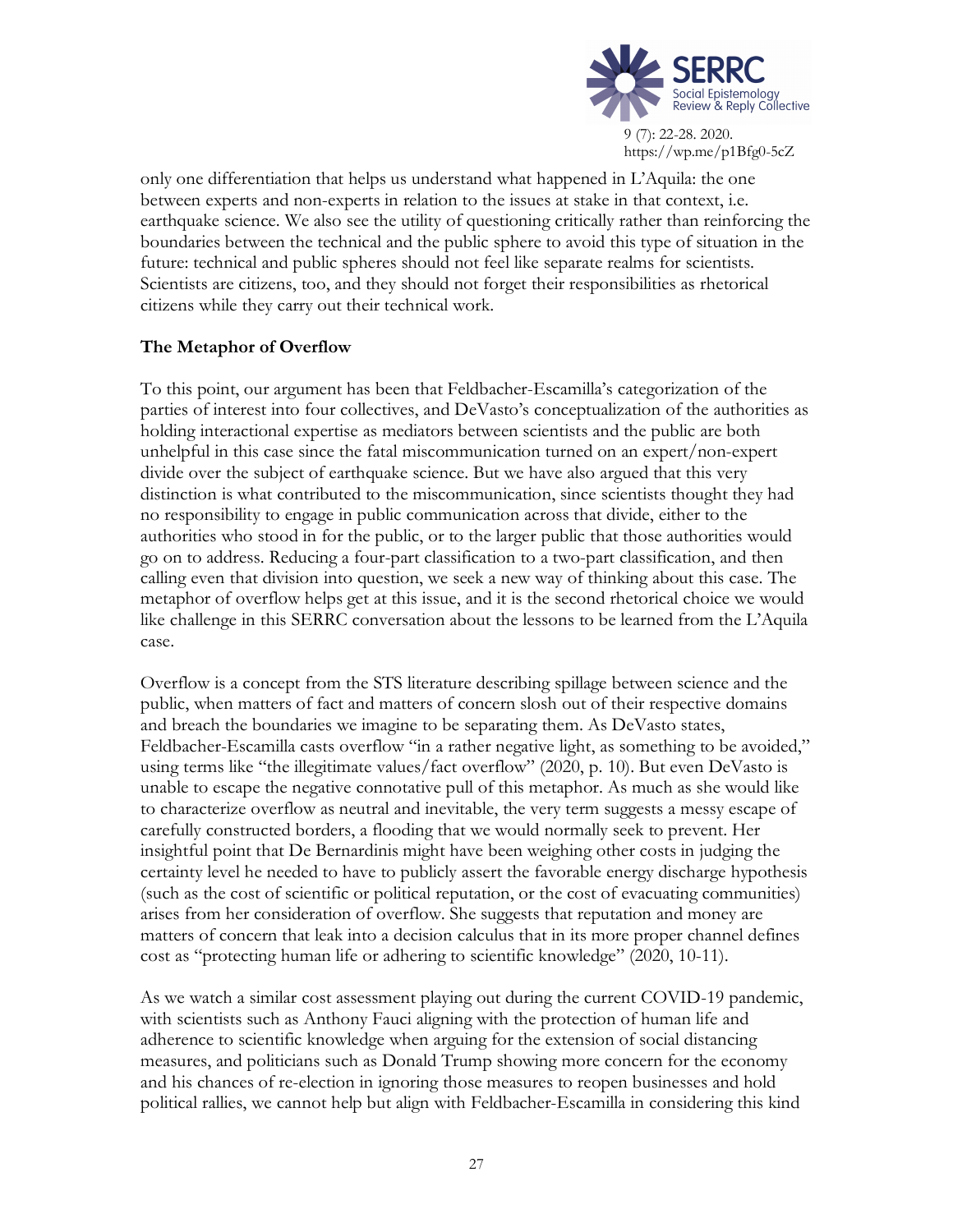only one differentiation that helps us understand what happened in L'Aquila: the one between experts and non-experts in relation to the issues at stake in that context, i.e. earthquake science. We also see the utility of questioning critically rather than reinforcing the boundaries between the technical and the public sphere to avoid this type of situation in the future: technical and public spheres should not feel like separate realms for scientists. Scientists are citizens, too, and they should not forget their responsibilities as rhetorical citizens while they carry out their technical work.

### The Metaphor of Overflow

To this point, our argument has been that Feldbacher-Escamilla's categorization of the parties of interest into four collectives, and DeVasto's conceptualization of the authorities as holding interactional expertise as mediators between scientists and the public are both unhelpful in this case since the fatal miscommunication turned on an expert/non-expert divide over the subject of earthquake science. But we have also argued that this very distinction is what contributed to the miscommunication, since scientists thought they had no responsibility to engage in public communication across that divide, either to the authorities who stood in for the public, or to the larger public that those authorities would go on to address. Reducing a four-part classification to a two-part classification, and then calling even that division into question, we seek a new way of thinking about this case. The metaphor of overflow helps get at this issue, and it is the second rhetorical choice we would like challenge in this SERRC conversation about the lessons to be learned from the L'Aquila case.

Overflow is a concept from the STS literature describing spillage between science and the public, when matters of fact and matters of concern slosh out of their respective domains and breach the boundaries we imagine to be separating them. As DeVasto states, Feldbacher-Escamilla casts overflow "in a rather negative light, as something to be avoided," using terms like "the illegitimate values/fact overflow" (2020, p. 10). But even DeVasto is unable to escape the negative connotative pull of this metaphor. As much as she would like to characterize overflow as neutral and inevitable, the very term suggests a messy escape of carefully constructed borders, a flooding that we would normally seek to prevent. Her insightful point that De Bernardinis might have been weighing other costs in judging the certainty level he needed to have to publicly assert the favorable energy discharge hypothesis (such as the cost of scientific or political reputation, or the cost of evacuating communities) arises from her consideration of overflow. She suggests that reputation and money are matters of concern that leak into a decision calculus that in its more proper channel defines cost as "protecting human life or adhering to scientific knowledge" (2020, 10-11).

As we watch a similar cost assessment playing out during the current COVID-19 pandemic, with scientists such as Anthony Fauci aligning with the protection of human life and adherence to scientific knowledge when arguing for the extension of social distancing measures, and politicians such as Donald Trump showing more concern for the economy and his chances of re-election in ignoring those measures to reopen businesses and hold political rallies, we cannot help but align with Feldbacher-Escamilla in considering this kind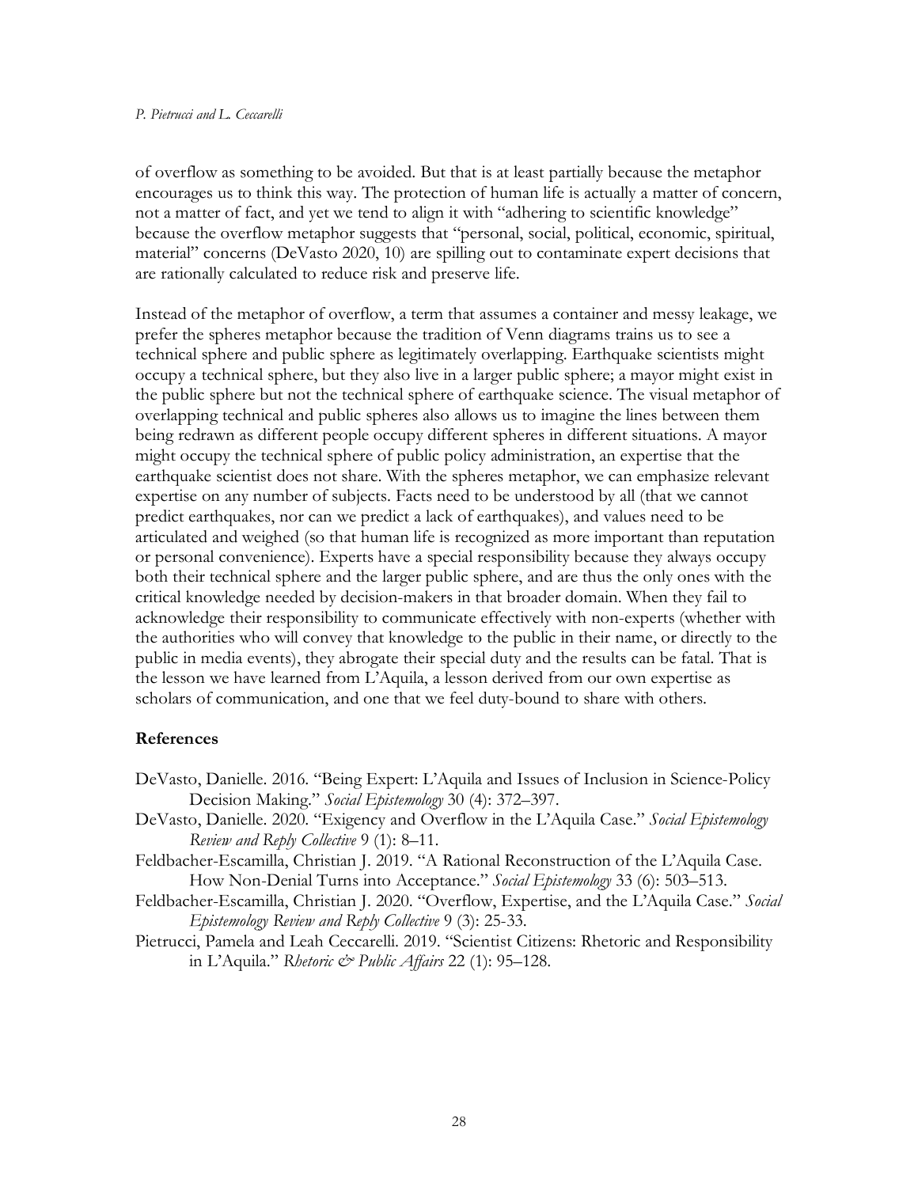of overflow as something to be avoided. But that is at least partially because the metaphor encourages us to think this way. The protection of human life is actually a matter of concern, not a matter of fact, and yet we tend to align it with "adhering to scientific knowledge" because the overflow metaphor suggests that "personal, social, political, economic, spiritual, material" concerns (DeVasto 2020, 10) are spilling out to contaminate expert decisions that are rationally calculated to reduce risk and preserve life.

Instead of the metaphor of overflow, a term that assumes a container and messy leakage, we prefer the spheres metaphor because the tradition of Venn diagrams trains us to see a technical sphere and public sphere as legitimately overlapping. Earthquake scientists might occupy a technical sphere, but they also live in a larger public sphere; a mayor might exist in the public sphere but not the technical sphere of earthquake science. The visual metaphor of overlapping technical and public spheres also allows us to imagine the lines between them being redrawn as different people occupy different spheres in different situations. A mayor might occupy the technical sphere of public policy administration, an expertise that the earthquake scientist does not share. With the spheres metaphor, we can emphasize relevant expertise on any number of subjects. Facts need to be understood by all (that we cannot predict earthquakes, nor can we predict a lack of earthquakes), and values need to be articulated and weighed (so that human life is recognized as more important than reputation or personal convenience). Experts have a special responsibility because they always occupy both their technical sphere and the larger public sphere, and are thus the only ones with the critical knowledge needed by decision-makers in that broader domain. When they fail to acknowledge their responsibility to communicate effectively with non-experts (whether with the authorities who will convey that knowledge to the public in their name, or directly to the public in media events), they abrogate their special duty and the results can be fatal. That is the lesson we have learned from L'Aquila, a lesson derived from our own expertise as scholars of communication, and one that we feel duty-bound to share with others.

## References

DeVasto, Danielle. 2016. "Being Expert: L'Aquila and Issues of Inclusion in Science-Policy Decision Making." *Social Epistemology* 30 (4): 372–397.

DeVasto, Danielle. 2020. "Exigency and Overflow in the L'Aquila Case." *Social Epistemology Review and Reply Collective* 9 (1): 8–11.

Feldbacher-Escamilla, Christian J. 2019. "A Rational Reconstruction of the L'Aquila Case. How Non-Denial Turns into Acceptance." *Social Epistemology* 33 (6): 503–513.

Feldbacher-Escamilla, Christian J. 2020. "Overflow, Expertise, and the L'Aquila Case." *Social Epistemology Review and Reply Collective* 9 (3): 25-33.

Pietrucci, Pamela and Leah Ceccarelli. 2019. "Scientist Citizens: Rhetoric and Responsibility in L'Aquila." *Rhetoric & Public Affairs* 22 (1): 95–128.